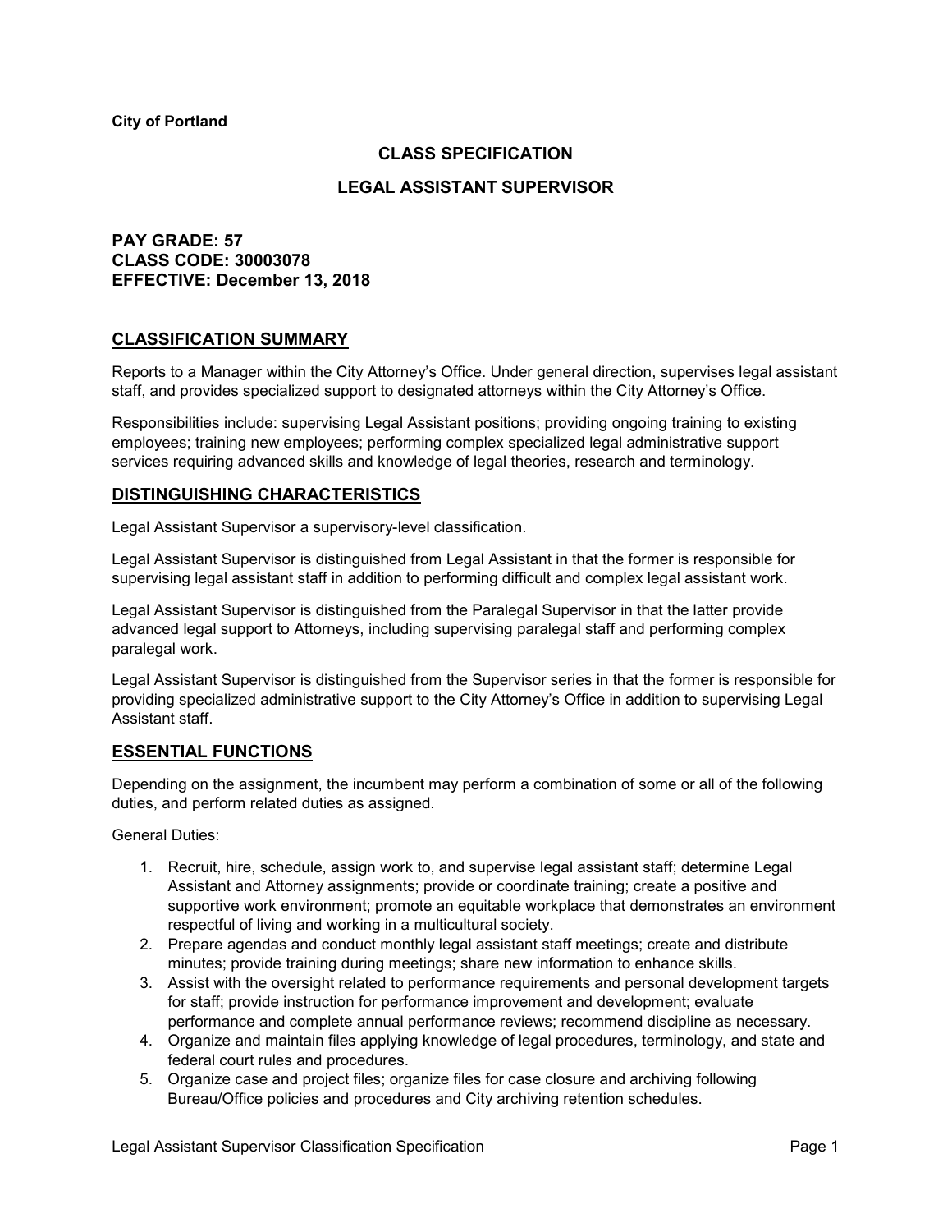**City of Portland**

# CLASS SPECIFICATION

# LEGAL ASSISTANT SUPERVISOR

**PAY GRADE: 57**
**CLASS CODE: 30003078**
**EFFECTIVE: December 13, 2018**

## CLASSIFICATION SUMMARY

Reports to a Manager within the City Attorney's Office. Under general direction, supervises legal assistant staff, and provides specialized support to designated attorneys within the City Attorney's Office.

Responsibilities include: supervising Legal Assistant positions; providing ongoing training to existing employees; training new employees; performing complex specialized legal administrative support services requiring advanced skills and knowledge of legal theories, research and terminology.

## DISTINGUISHING CHARACTERISTICS

Legal Assistant Supervisor a supervisory-level classification.

Legal Assistant Supervisor is distinguished from Legal Assistant in that the former is responsible for supervising legal assistant staff in addition to performing difficult and complex legal assistant work.

Legal Assistant Supervisor is distinguished from the Paralegal Supervisor in that the latter provide advanced legal support to Attorneys, including supervising paralegal staff and performing complex paralegal work.

Legal Assistant Supervisor is distinguished from the Supervisor series in that the former is responsible for providing specialized administrative support to the City Attorney's Office in addition to supervising Legal Assistant staff.

## ESSENTIAL FUNCTIONS

Depending on the assignment, the incumbent may perform a combination of some or all of the following duties, and perform related duties as assigned.

General Duties:

1. Recruit, hire, schedule, assign work to, and supervise legal assistant staff; determine Legal Assistant and Attorney assignments; provide or coordinate training; create a positive and supportive work environment; promote an equitable workplace that demonstrates an environment respectful of living and working in a multicultural society.
2. Prepare agendas and conduct monthly legal assistant staff meetings; create and distribute minutes; provide training during meetings; share new information to enhance skills.
3. Assist with the oversight related to performance requirements and personal development targets for staff; provide instruction for performance improvement and development; evaluate performance and complete annual performance reviews; recommend discipline as necessary.
4. Organize and maintain files applying knowledge of legal procedures, terminology, and state and federal court rules and procedures.
5. Organize case and project files; organize files for case closure and archiving following Bureau/Office policies and procedures and City archiving retention schedules.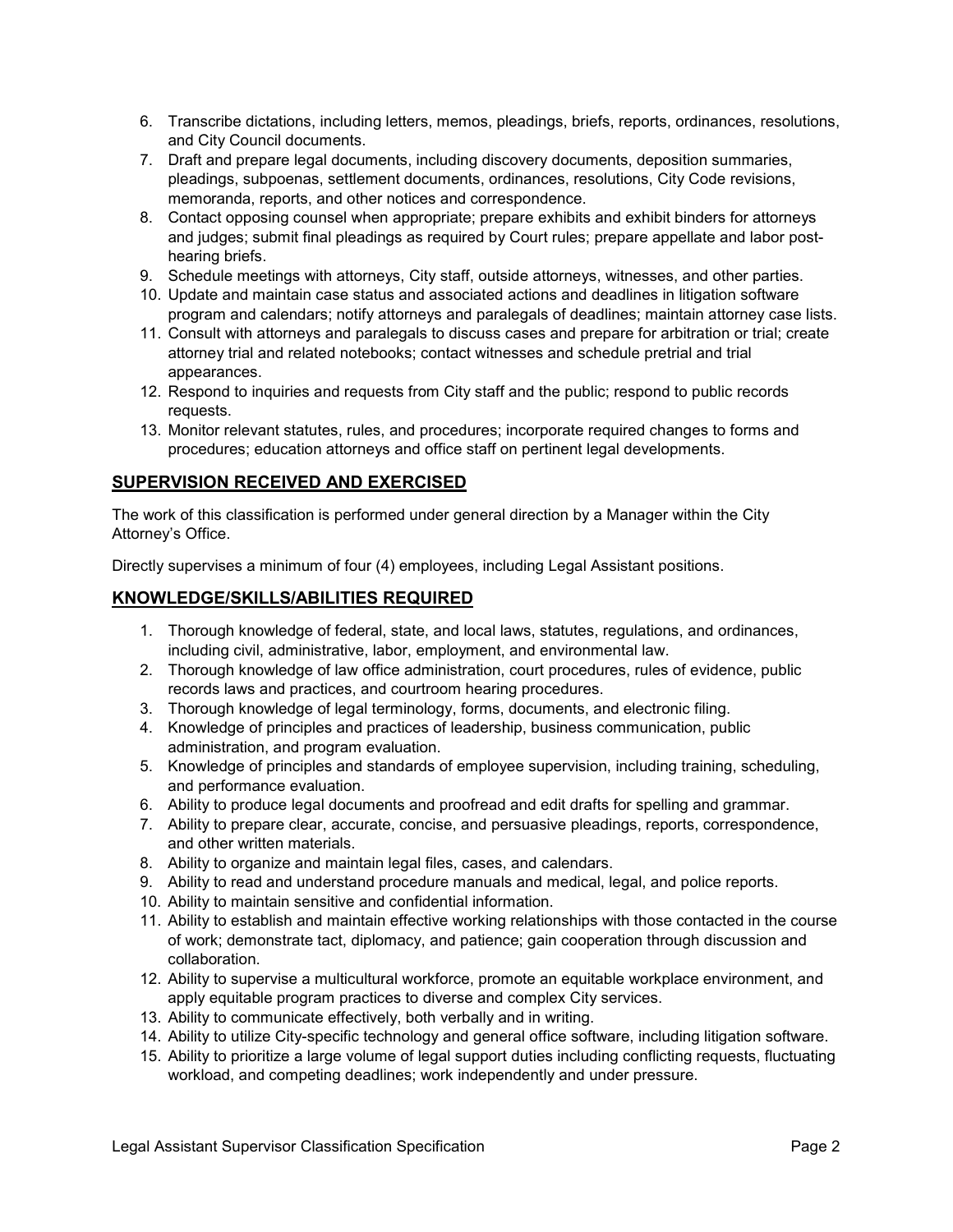6. Transcribe dictations, including letters, memos, pleadings, briefs, reports, ordinances, resolutions, and City Council documents.
7. Draft and prepare legal documents, including discovery documents, deposition summaries, pleadings, subpoenas, settlement documents, ordinances, resolutions, City Code revisions, memoranda, reports, and other notices and correspondence.
8. Contact opposing counsel when appropriate; prepare exhibits and exhibit binders for attorneys and judges; submit final pleadings as required by Court rules; prepare appellate and labor post-hearing briefs.
9. Schedule meetings with attorneys, City staff, outside attorneys, witnesses, and other parties.
10. Update and maintain case status and associated actions and deadlines in litigation software program and calendars; notify attorneys and paralegals of deadlines; maintain attorney case lists.
11. Consult with attorneys and paralegals to discuss cases and prepare for arbitration or trial; create attorney trial and related notebooks; contact witnesses and schedule pretrial and trial appearances.
12. Respond to inquiries and requests from City staff and the public; respond to public records requests.
13. Monitor relevant statutes, rules, and procedures; incorporate required changes to forms and procedures; education attorneys and office staff on pertinent legal developments.

## SUPERVISION RECEIVED AND EXERCISED

The work of this classification is performed under general direction by a Manager within the City Attorney's Office.

Directly supervises a minimum of four (4) employees, including Legal Assistant positions.

## KNOWLEDGE/SKILLS/ABILITIES REQUIRED

1. Thorough knowledge of federal, state, and local laws, statutes, regulations, and ordinances, including civil, administrative, labor, employment, and environmental law.
2. Thorough knowledge of law office administration, court procedures, rules of evidence, public records laws and practices, and courtroom hearing procedures.
3. Thorough knowledge of legal terminology, forms, documents, and electronic filing.
4. Knowledge of principles and practices of leadership, business communication, public administration, and program evaluation.
5. Knowledge of principles and standards of employee supervision, including training, scheduling, and performance evaluation.
6. Ability to produce legal documents and proofread and edit drafts for spelling and grammar.
7. Ability to prepare clear, accurate, concise, and persuasive pleadings, reports, correspondence, and other written materials.
8. Ability to organize and maintain legal files, cases, and calendars.
9. Ability to read and understand procedure manuals and medical, legal, and police reports.
10. Ability to maintain sensitive and confidential information.
11. Ability to establish and maintain effective working relationships with those contacted in the course of work; demonstrate tact, diplomacy, and patience; gain cooperation through discussion and collaboration.
12. Ability to supervise a multicultural workforce, promote an equitable workplace environment, and apply equitable program practices to diverse and complex City services.
13. Ability to communicate effectively, both verbally and in writing.
14. Ability to utilize City-specific technology and general office software, including litigation software.
15. Ability to prioritize a large volume of legal support duties including conflicting requests, fluctuating workload, and competing deadlines; work independently and under pressure.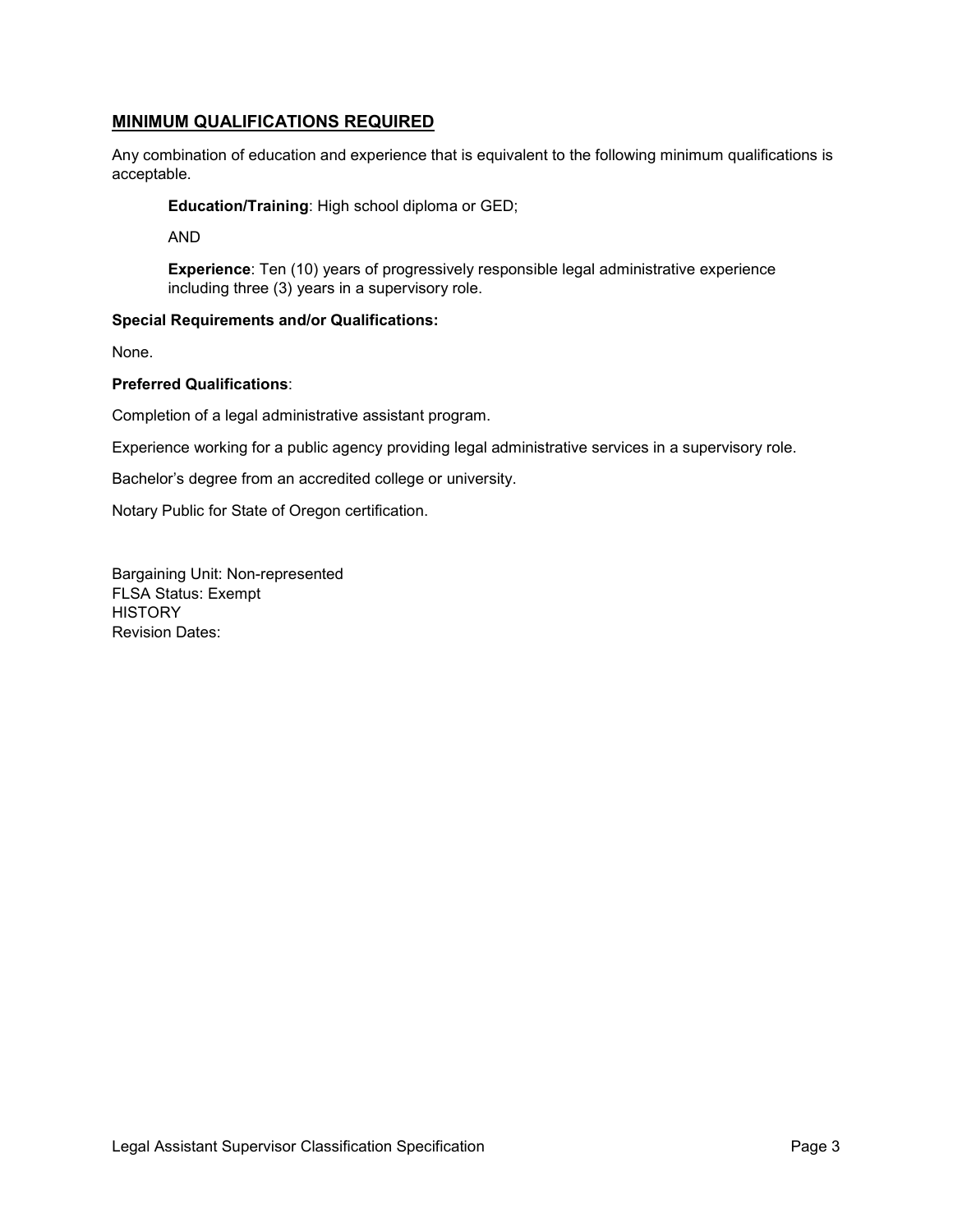## MINIMUM QUALIFICATIONS REQUIRED

Any combination of education and experience that is equivalent to the following minimum qualifications is acceptable.

> **Education/Training**: High school diploma or GED;
>
> AND
>
> **Experience**: Ten (10) years of progressively responsible legal administrative experience including three (3) years in a supervisory role.

**Special Requirements and/or Qualifications:**

None.

**Preferred Qualifications**:

Completion of a legal administrative assistant program.

Experience working for a public agency providing legal administrative services in a supervisory role.

Bachelor's degree from an accredited college or university.

Notary Public for State of Oregon certification.

Bargaining Unit: Non-represented
FLSA Status: Exempt
HISTORY
Revision Dates: